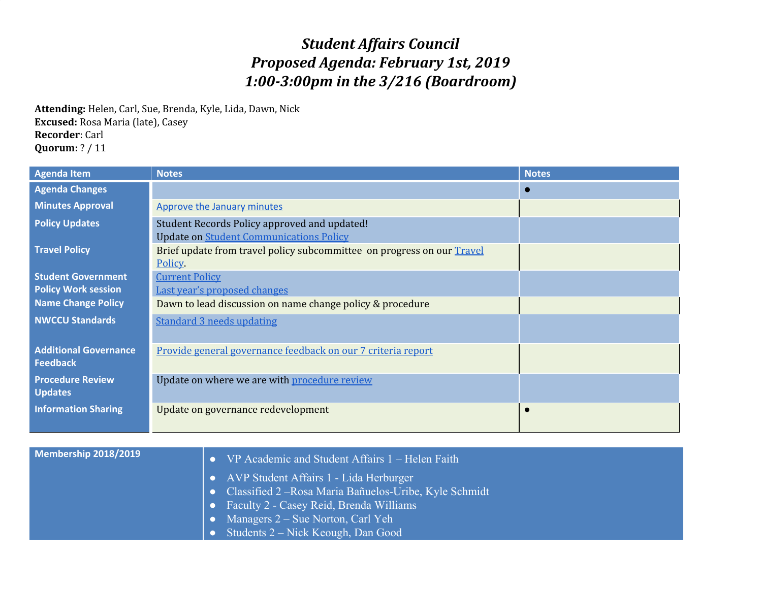# *Student Affairs Council*
# *Proposed Agenda: February 1st, 2019*
# *1:00-3:00pm in the 3/216 (Boardroom)*

**Attending:** Helen, Carl, Sue, Brenda, Kyle, Lida, Dawn, Nick
**Excused:** Rosa Maria (late), Casey
**Recorder**: Carl
**Quorum:** ? / 11

| Agenda Item | Notes | Notes |
|---|---|---|
| **Agenda Changes** | | ● |
| **Minutes Approval** | Approve the January minutes | |
| **Policy Updates** | Student Records Policy approved and updated!<br>Update on Student Communications Policy | |
| **Travel Policy** | Brief update from travel policy subcommittee on progress on our Travel Policy. | |
| **Student Government Policy Work session** | Current Policy<br>Last year's proposed changes | |
| **Name Change Policy** | Dawn to lead discussion on name change policy & procedure | |
| **NWCCU Standards** | Standard 3 needs updating | |
| **Additional Governance Feedback** | Provide general governance feedback on our 7 criteria report | |
| **Procedure Review Updates** | Update on where we are with procedure review | |
| **Information Sharing** | Update on governance redevelopment | ● |

| Membership 2018/2019 | |
|---|---|
| | ● VP Academic and Student Affairs 1 – Helen Faith<br>● AVP Student Affairs 1 - Lida Herburger<br>● Classified 2 –Rosa Maria Bañuelos-Uribe, Kyle Schmidt<br>● Faculty 2 - Casey Reid, Brenda Williams<br>● Managers 2 – Sue Norton, Carl Yeh<br>● Students 2 – Nick Keough, Dan Good |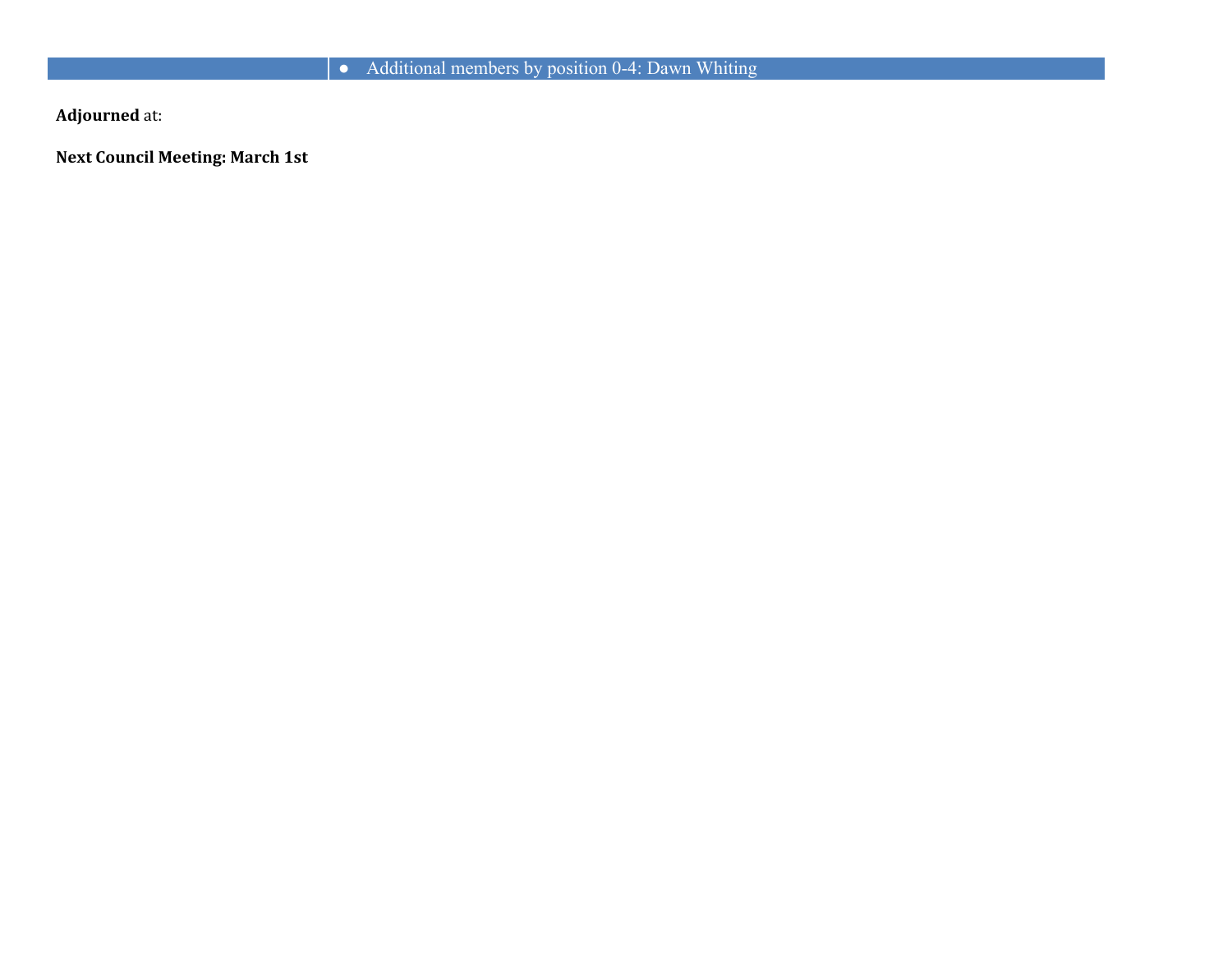| | |
|---|---|
| | • Additional members by position 0-4: Dawn Whiting |

**Adjourned** at:

**Next Council Meeting: March 1st**